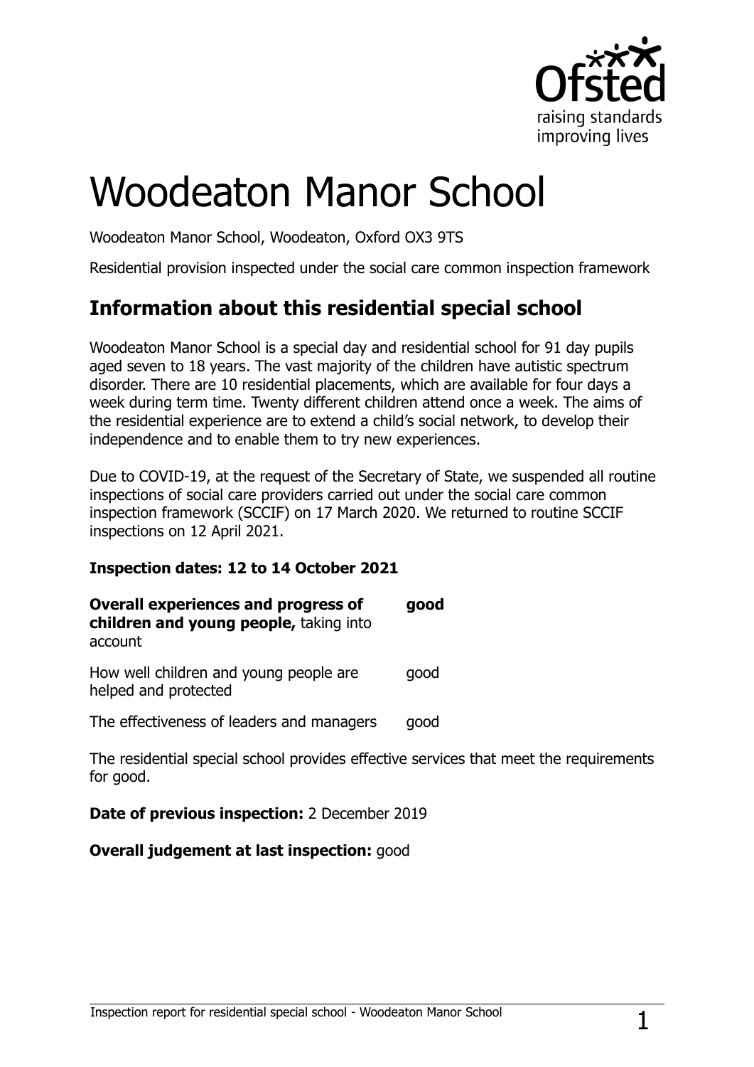# Woodeaton Manor School

Woodeaton Manor School, Woodeaton, Oxford OX3 9TS

Residential provision inspected under the social care common inspection framework

## Information about this residential special school

Woodeaton Manor School is a special day and residential school for 91 day pupils aged seven to 18 years. The vast majority of the children have autistic spectrum disorder. There are 10 residential placements, which are available for four days a week during term time. Twenty different children attend once a week. The aims of the residential experience are to extend a child's social network, to develop their independence and to enable them to try new experiences.

Due to COVID-19, at the request of the Secretary of State, we suspended all routine inspections of social care providers carried out under the social care common inspection framework (SCCIF) on 17 March 2020. We returned to routine SCCIF inspections on 12 April 2021.

**Inspection dates: 12 to 14 October 2021**

| | |
|---|---|
| **Overall experiences and progress of children and young people,** taking into account | **good** |
| How well children and young people are helped and protected | good |
| The effectiveness of leaders and managers | good |

The residential special school provides effective services that meet the requirements for good.

**Date of previous inspection:** 2 December 2019

**Overall judgement at last inspection:** good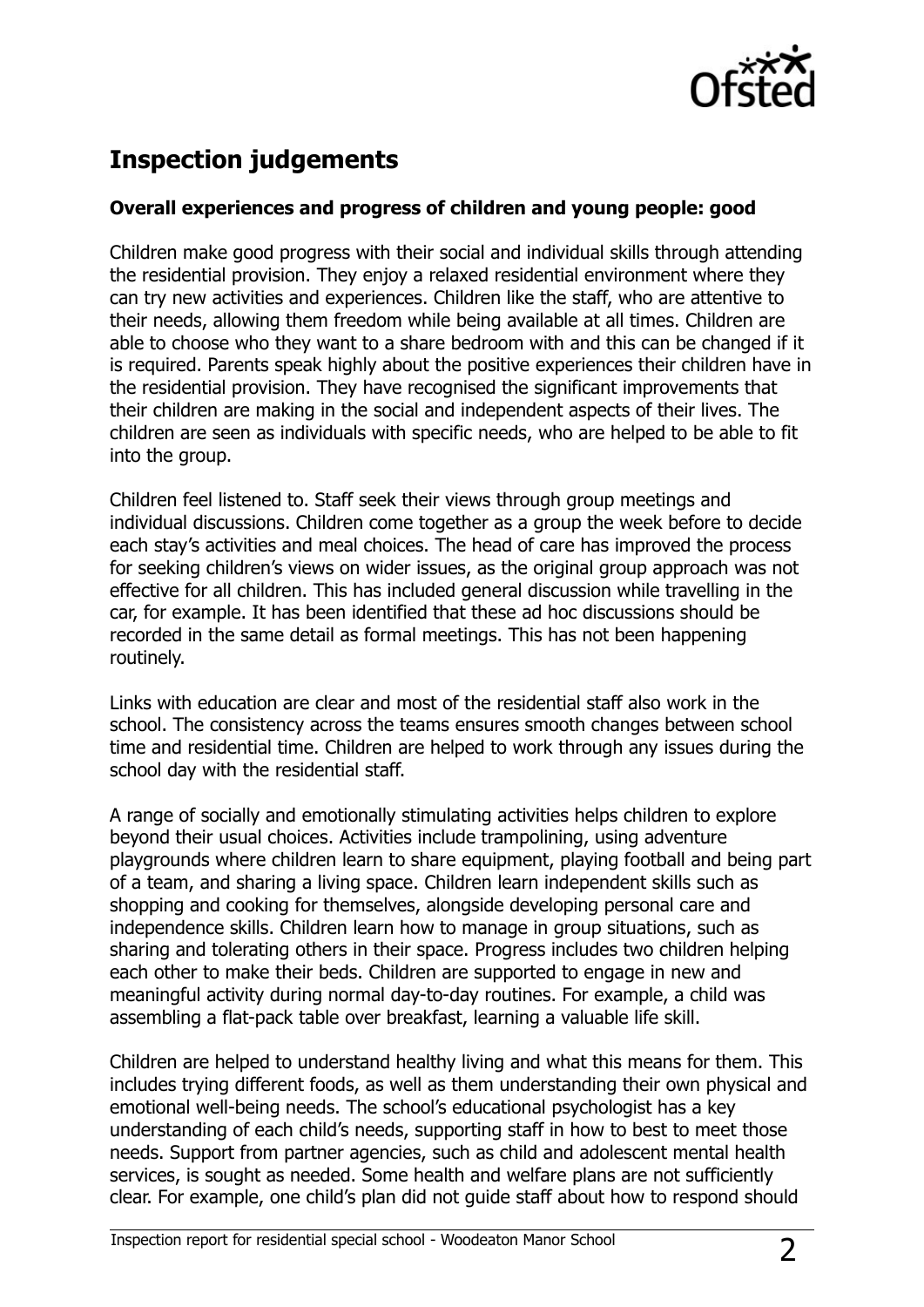## Inspection judgements

### Overall experiences and progress of children and young people: good

Children make good progress with their social and individual skills through attending the residential provision. They enjoy a relaxed residential environment where they can try new activities and experiences. Children like the staff, who are attentive to their needs, allowing them freedom while being available at all times. Children are able to choose who they want to a share bedroom with and this can be changed if it is required. Parents speak highly about the positive experiences their children have in the residential provision. They have recognised the significant improvements that their children are making in the social and independent aspects of their lives. The children are seen as individuals with specific needs, who are helped to be able to fit into the group.

Children feel listened to. Staff seek their views through group meetings and individual discussions. Children come together as a group the week before to decide each stay's activities and meal choices. The head of care has improved the process for seeking children's views on wider issues, as the original group approach was not effective for all children. This has included general discussion while travelling in the car, for example. It has been identified that these ad hoc discussions should be recorded in the same detail as formal meetings. This has not been happening routinely.

Links with education are clear and most of the residential staff also work in the school. The consistency across the teams ensures smooth changes between school time and residential time. Children are helped to work through any issues during the school day with the residential staff.

A range of socially and emotionally stimulating activities helps children to explore beyond their usual choices. Activities include trampolining, using adventure playgrounds where children learn to share equipment, playing football and being part of a team, and sharing a living space. Children learn independent skills such as shopping and cooking for themselves, alongside developing personal care and independence skills. Children learn how to manage in group situations, such as sharing and tolerating others in their space. Progress includes two children helping each other to make their beds. Children are supported to engage in new and meaningful activity during normal day-to-day routines. For example, a child was assembling a flat-pack table over breakfast, learning a valuable life skill.

Children are helped to understand healthy living and what this means for them. This includes trying different foods, as well as them understanding their own physical and emotional well-being needs. The school's educational psychologist has a key understanding of each child's needs, supporting staff in how to best to meet those needs. Support from partner agencies, such as child and adolescent mental health services, is sought as needed. Some health and welfare plans are not sufficiently clear. For example, one child's plan did not guide staff about how to respond should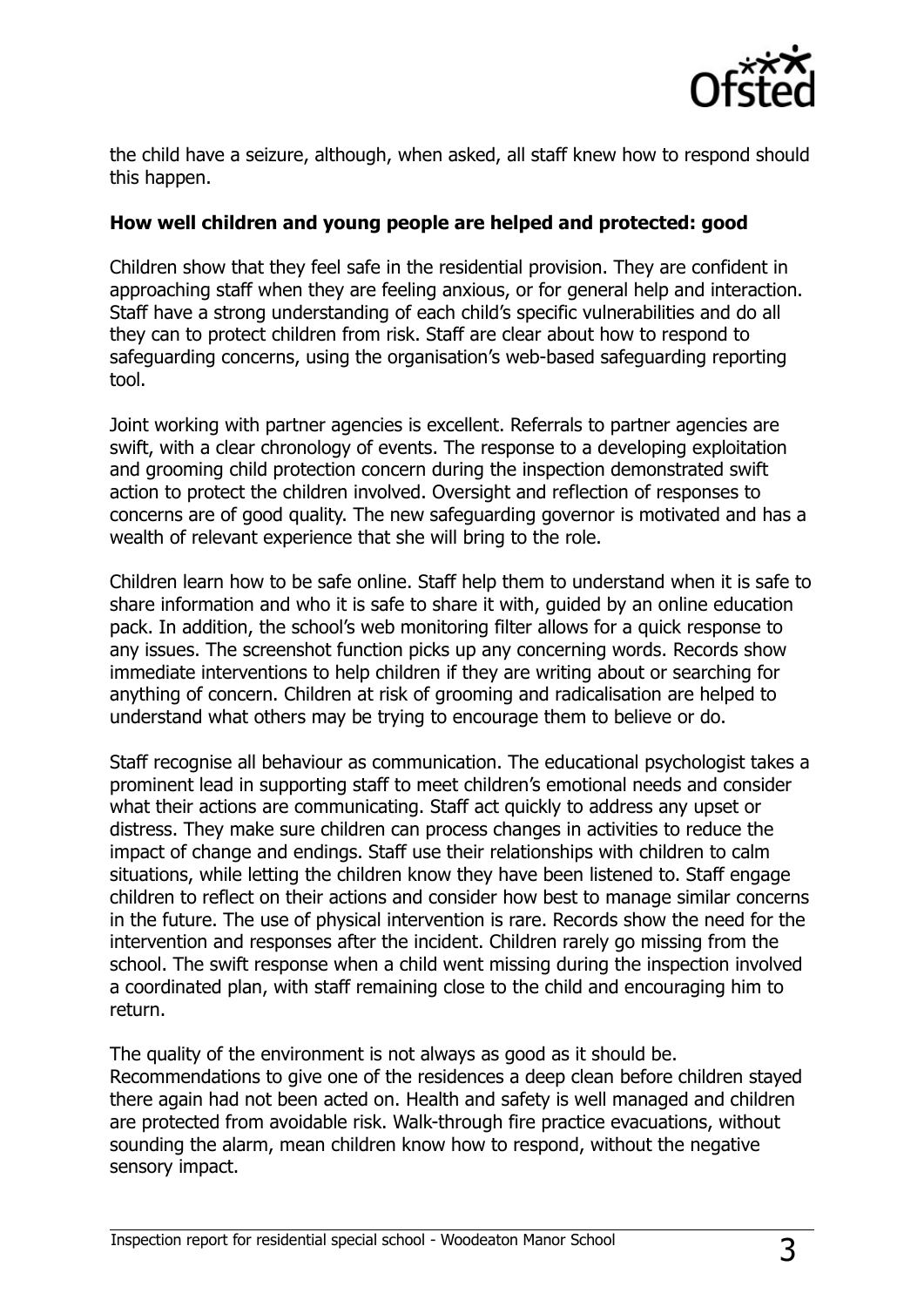the child have a seizure, although, when asked, all staff knew how to respond should this happen.

**How well children and young people are helped and protected: good**

Children show that they feel safe in the residential provision. They are confident in approaching staff when they are feeling anxious, or for general help and interaction. Staff have a strong understanding of each child's specific vulnerabilities and do all they can to protect children from risk. Staff are clear about how to respond to safeguarding concerns, using the organisation's web-based safeguarding reporting tool.

Joint working with partner agencies is excellent. Referrals to partner agencies are swift, with a clear chronology of events. The response to a developing exploitation and grooming child protection concern during the inspection demonstrated swift action to protect the children involved. Oversight and reflection of responses to concerns are of good quality. The new safeguarding governor is motivated and has a wealth of relevant experience that she will bring to the role.

Children learn how to be safe online. Staff help them to understand when it is safe to share information and who it is safe to share it with, guided by an online education pack. In addition, the school's web monitoring filter allows for a quick response to any issues. The screenshot function picks up any concerning words. Records show immediate interventions to help children if they are writing about or searching for anything of concern. Children at risk of grooming and radicalisation are helped to understand what others may be trying to encourage them to believe or do.

Staff recognise all behaviour as communication. The educational psychologist takes a prominent lead in supporting staff to meet children's emotional needs and consider what their actions are communicating. Staff act quickly to address any upset or distress. They make sure children can process changes in activities to reduce the impact of change and endings. Staff use their relationships with children to calm situations, while letting the children know they have been listened to. Staff engage children to reflect on their actions and consider how best to manage similar concerns in the future. The use of physical intervention is rare. Records show the need for the intervention and responses after the incident. Children rarely go missing from the school. The swift response when a child went missing during the inspection involved a coordinated plan, with staff remaining close to the child and encouraging him to return.

The quality of the environment is not always as good as it should be. Recommendations to give one of the residences a deep clean before children stayed there again had not been acted on. Health and safety is well managed and children are protected from avoidable risk. Walk-through fire practice evacuations, without sounding the alarm, mean children know how to respond, without the negative sensory impact.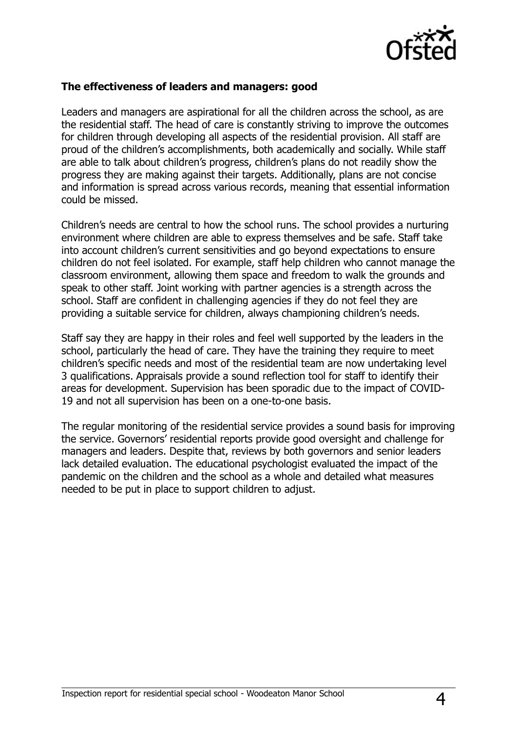**The effectiveness of leaders and managers: good**

Leaders and managers are aspirational for all the children across the school, as are the residential staff. The head of care is constantly striving to improve the outcomes for children through developing all aspects of the residential provision. All staff are proud of the children's accomplishments, both academically and socially. While staff are able to talk about children's progress, children's plans do not readily show the progress they are making against their targets. Additionally, plans are not concise and information is spread across various records, meaning that essential information could be missed.

Children's needs are central to how the school runs. The school provides a nurturing environment where children are able to express themselves and be safe. Staff take into account children's current sensitivities and go beyond expectations to ensure children do not feel isolated. For example, staff help children who cannot manage the classroom environment, allowing them space and freedom to walk the grounds and speak to other staff. Joint working with partner agencies is a strength across the school. Staff are confident in challenging agencies if they do not feel they are providing a suitable service for children, always championing children's needs.

Staff say they are happy in their roles and feel well supported by the leaders in the school, particularly the head of care. They have the training they require to meet children's specific needs and most of the residential team are now undertaking level 3 qualifications. Appraisals provide a sound reflection tool for staff to identify their areas for development. Supervision has been sporadic due to the impact of COVID-19 and not all supervision has been on a one-to-one basis.

The regular monitoring of the residential service provides a sound basis for improving the service. Governors' residential reports provide good oversight and challenge for managers and leaders. Despite that, reviews by both governors and senior leaders lack detailed evaluation. The educational psychologist evaluated the impact of the pandemic on the children and the school as a whole and detailed what measures needed to be put in place to support children to adjust.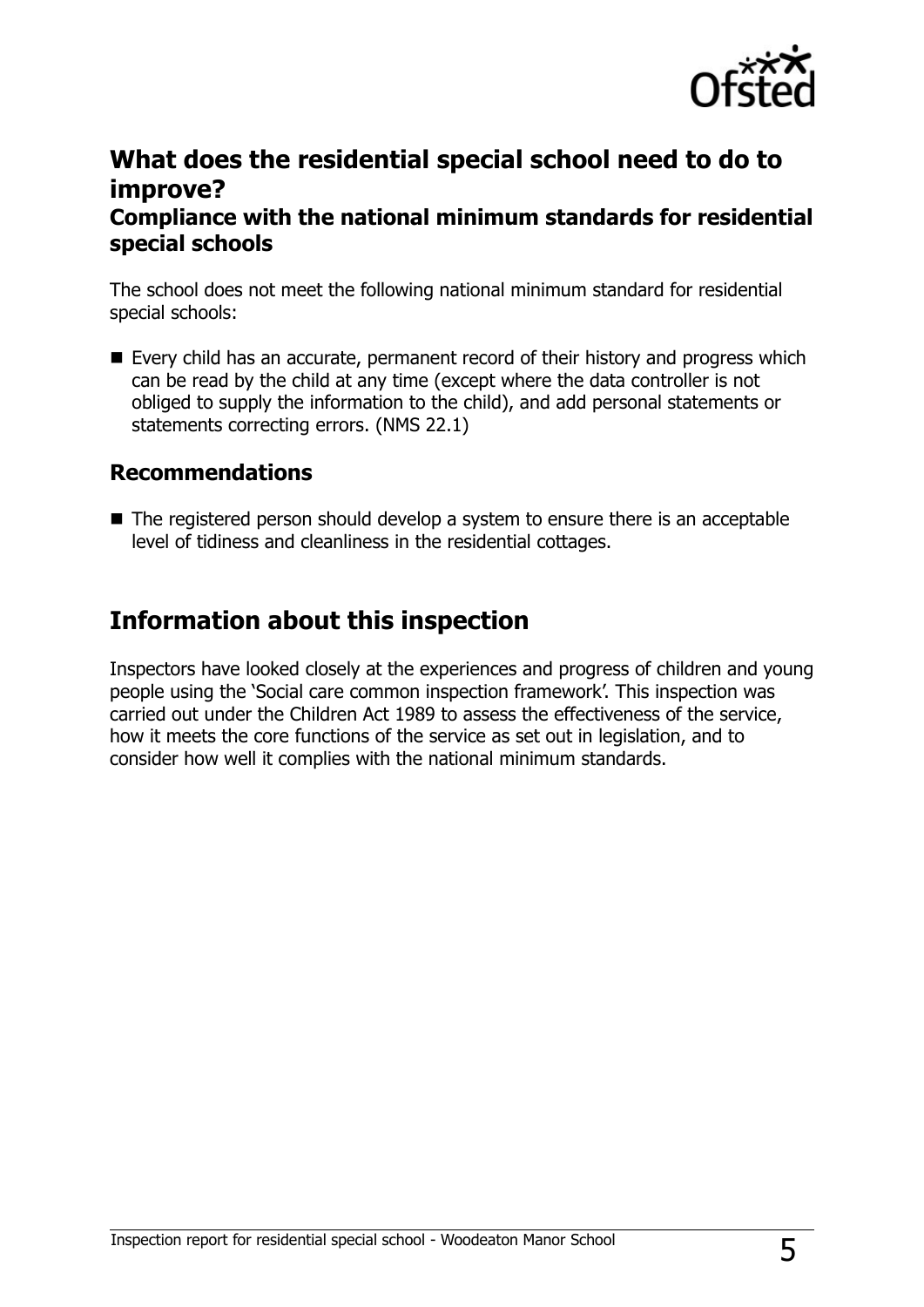## What does the residential special school need to do to improve?

### Compliance with the national minimum standards for residential special schools

The school does not meet the following national minimum standard for residential special schools:

- Every child has an accurate, permanent record of their history and progress which can be read by the child at any time (except where the data controller is not obliged to supply the information to the child), and add personal statements or statements correcting errors. (NMS 22.1)

### Recommendations

- The registered person should develop a system to ensure there is an acceptable level of tidiness and cleanliness in the residential cottages.

## Information about this inspection

Inspectors have looked closely at the experiences and progress of children and young people using the 'Social care common inspection framework'. This inspection was carried out under the Children Act 1989 to assess the effectiveness of the service, how it meets the core functions of the service as set out in legislation, and to consider how well it complies with the national minimum standards.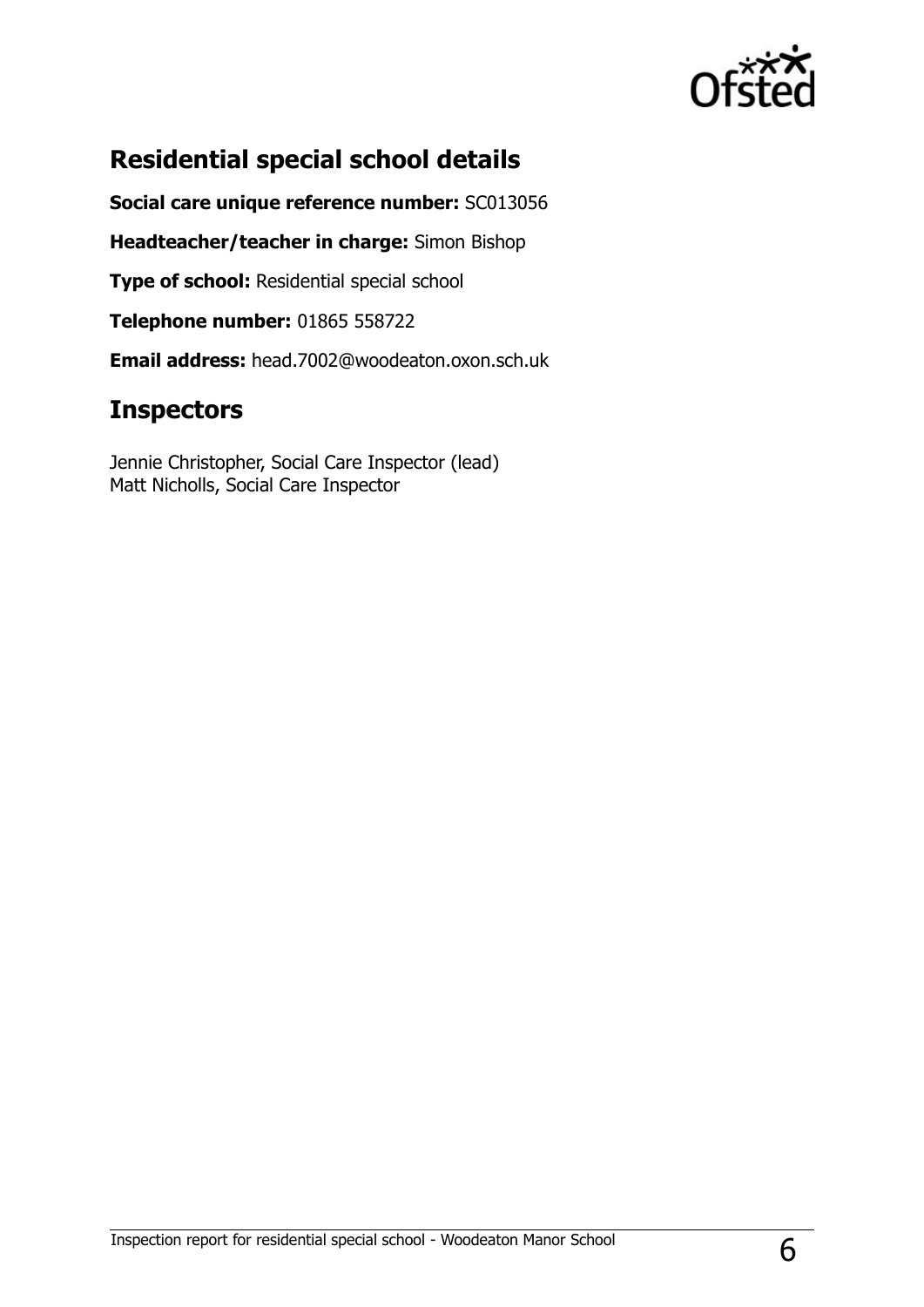## Residential special school details

**Social care unique reference number:** SC013056

**Headteacher/teacher in charge:** Simon Bishop

**Type of school:** Residential special school

**Telephone number:** 01865 558722

**Email address:** head.7002@woodeaton.oxon.sch.uk

## Inspectors

Jennie Christopher, Social Care Inspector (lead)
Matt Nicholls, Social Care Inspector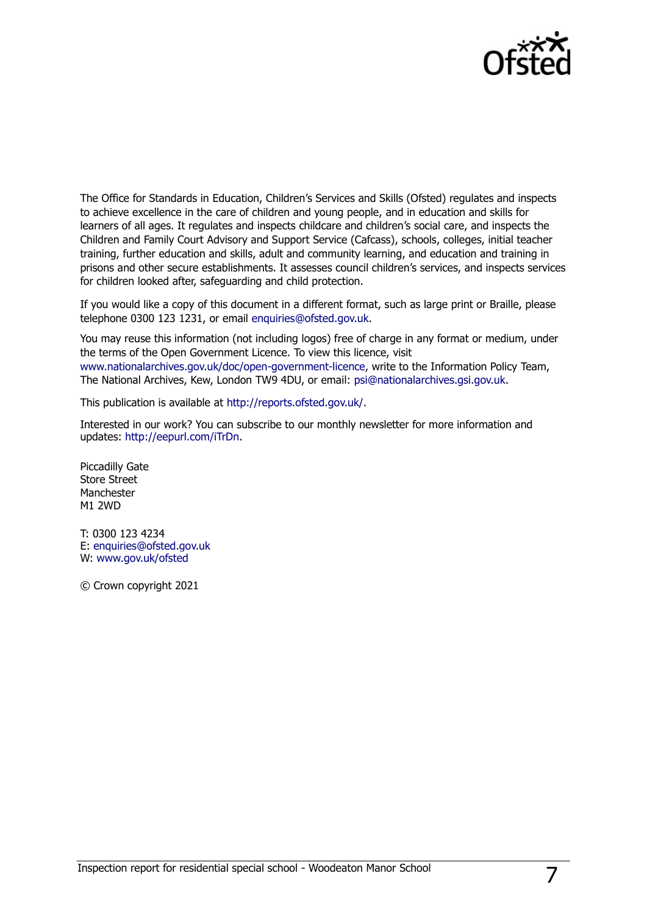The Office for Standards in Education, Children's Services and Skills (Ofsted) regulates and inspects to achieve excellence in the care of children and young people, and in education and skills for learners of all ages. It regulates and inspects childcare and children's social care, and inspects the Children and Family Court Advisory and Support Service (Cafcass), schools, colleges, initial teacher training, further education and skills, adult and community learning, and education and training in prisons and other secure establishments. It assesses council children's services, and inspects services for children looked after, safeguarding and child protection.

If you would like a copy of this document in a different format, such as large print or Braille, please telephone 0300 123 1231, or email enquiries@ofsted.gov.uk.

You may reuse this information (not including logos) free of charge in any format or medium, under the terms of the Open Government Licence. To view this licence, visit www.nationalarchives.gov.uk/doc/open-government-licence, write to the Information Policy Team, The National Archives, Kew, London TW9 4DU, or email: psi@nationalarchives.gsi.gov.uk.

This publication is available at http://reports.ofsted.gov.uk/.

Interested in our work? You can subscribe to our monthly newsletter for more information and updates: http://eepurl.com/iTrDn.

Piccadilly Gate
Store Street
Manchester
M1 2WD

T: 0300 123 4234
E: enquiries@ofsted.gov.uk
W: www.gov.uk/ofsted

© Crown copyright 2021